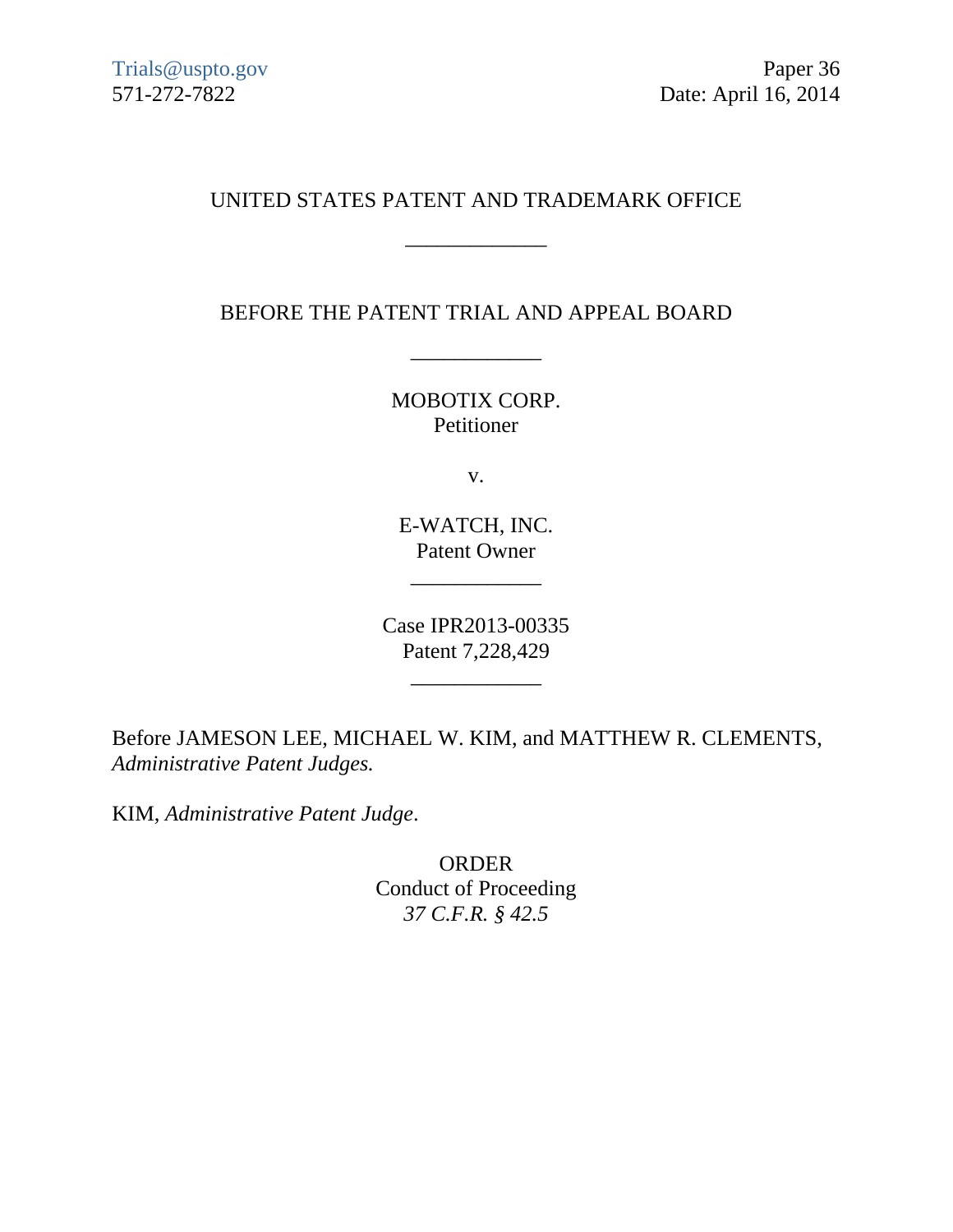Trials@uspto.gov
571-272-7822

Paper 36
Date: April 16, 2014

UNITED STATES PATENT AND TRADEMARK OFFICE

\_\_\_\_\_\_\_\_\_\_\_\_

BEFORE THE PATENT TRIAL AND APPEAL BOARD

\_\_\_\_\_\_\_\_\_\_\_\_

MOBOTIX CORP.
Petitioner

v.

E-WATCH, INC.
Patent Owner

\_\_\_\_\_\_\_\_\_\_\_\_

Case IPR2013-00335
Patent 7,228,429

\_\_\_\_\_\_\_\_\_\_\_\_

Before JAMESON LEE, MICHAEL W. KIM, and MATTHEW R. CLEMENTS, *Administrative Patent Judges.*

KIM, *Administrative Patent Judge*.

ORDER
Conduct of Proceeding
*37 C.F.R. § 42.5*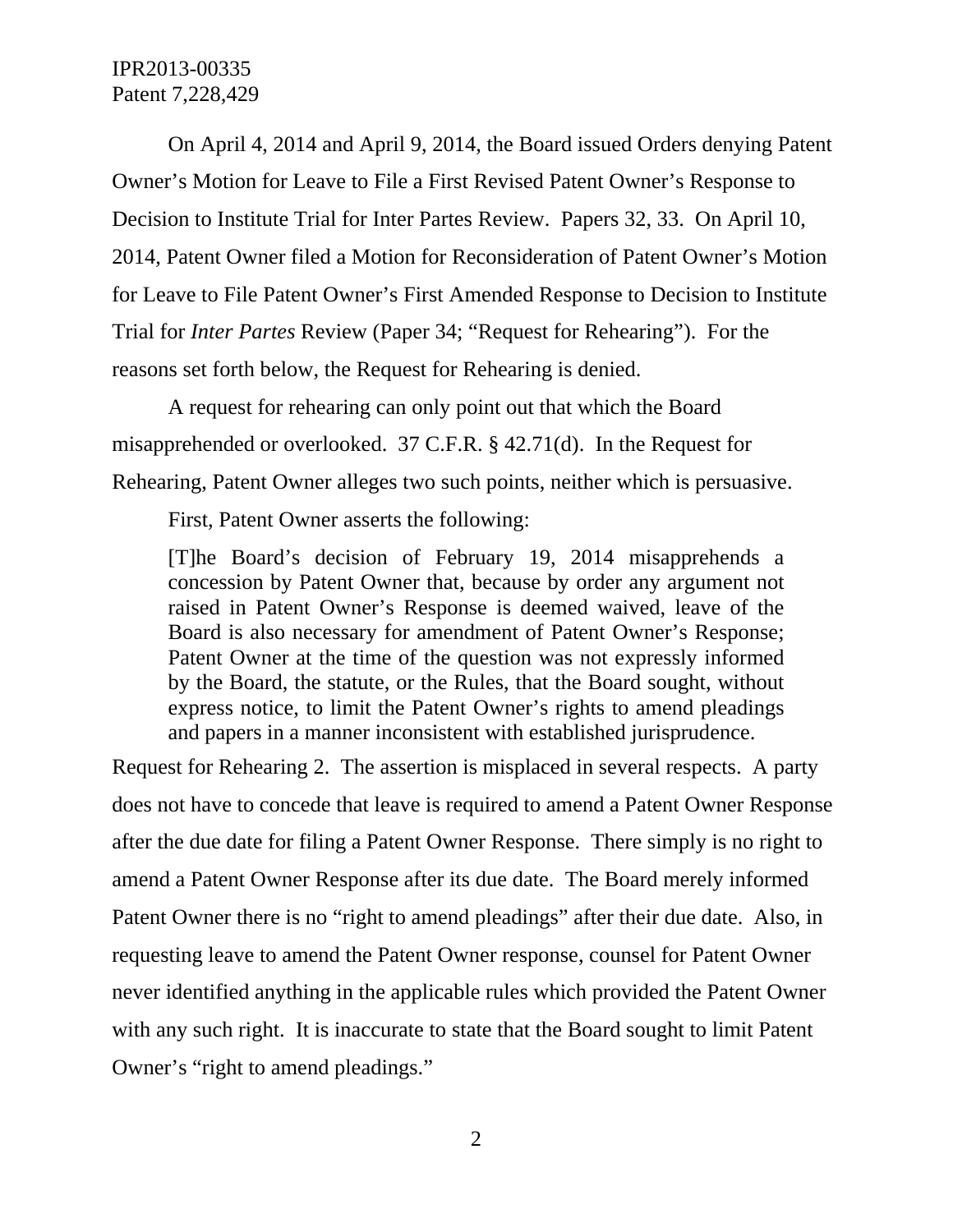On April 4, 2014 and April 9, 2014, the Board issued Orders denying Patent Owner's Motion for Leave to File a First Revised Patent Owner's Response to Decision to Institute Trial for Inter Partes Review. Papers 32, 33. On April 10, 2014, Patent Owner filed a Motion for Reconsideration of Patent Owner's Motion for Leave to File Patent Owner's First Amended Response to Decision to Institute Trial for *Inter Partes* Review (Paper 34; "Request for Rehearing"). For the reasons set forth below, the Request for Rehearing is denied.

A request for rehearing can only point out that which the Board misapprehended or overlooked. 37 C.F.R. § 42.71(d). In the Request for Rehearing, Patent Owner alleges two such points, neither which is persuasive.

First, Patent Owner asserts the following:

> [T]he Board's decision of February 19, 2014 misapprehends a concession by Patent Owner that, because by order any argument not raised in Patent Owner's Response is deemed waived, leave of the Board is also necessary for amendment of Patent Owner's Response; Patent Owner at the time of the question was not expressly informed by the Board, the statute, or the Rules, that the Board sought, without express notice, to limit the Patent Owner's rights to amend pleadings and papers in a manner inconsistent with established jurisprudence.

Request for Rehearing 2. The assertion is misplaced in several respects. A party does not have to concede that leave is required to amend a Patent Owner Response after the due date for filing a Patent Owner Response. There simply is no right to amend a Patent Owner Response after its due date. The Board merely informed Patent Owner there is no "right to amend pleadings" after their due date. Also, in requesting leave to amend the Patent Owner response, counsel for Patent Owner never identified anything in the applicable rules which provided the Patent Owner with any such right. It is inaccurate to state that the Board sought to limit Patent Owner's "right to amend pleadings."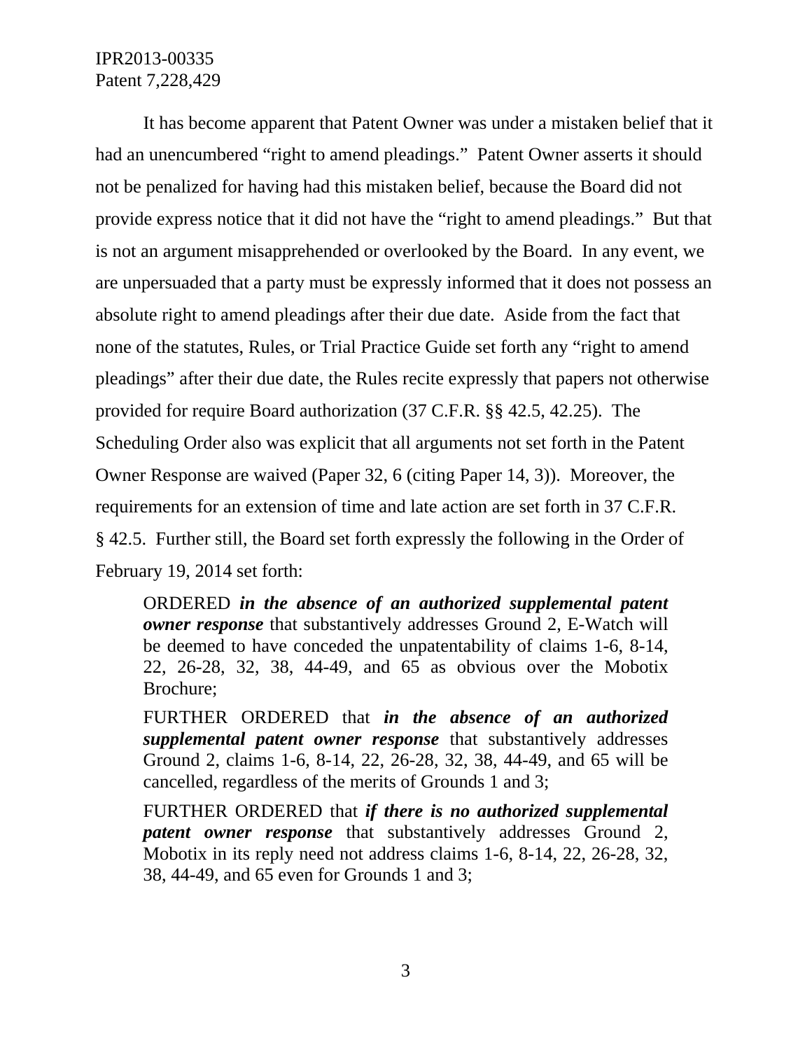It has become apparent that Patent Owner was under a mistaken belief that it had an unencumbered "right to amend pleadings." Patent Owner asserts it should not be penalized for having had this mistaken belief, because the Board did not provide express notice that it did not have the "right to amend pleadings." But that is not an argument misapprehended or overlooked by the Board. In any event, we are unpersuaded that a party must be expressly informed that it does not possess an absolute right to amend pleadings after their due date. Aside from the fact that none of the statutes, Rules, or Trial Practice Guide set forth any "right to amend pleadings" after their due date, the Rules recite expressly that papers not otherwise provided for require Board authorization (37 C.F.R. §§ 42.5, 42.25). The Scheduling Order also was explicit that all arguments not set forth in the Patent Owner Response are waived (Paper 32, 6 (citing Paper 14, 3)). Moreover, the requirements for an extension of time and late action are set forth in 37 C.F.R. § 42.5. Further still, the Board set forth expressly the following in the Order of February 19, 2014 set forth:

> ORDERED ***in the absence of an authorized supplemental patent owner response*** that substantively addresses Ground 2, E-Watch will be deemed to have conceded the unpatentability of claims 1-6, 8-14, 22, 26-28, 32, 38, 44-49, and 65 as obvious over the Mobotix Brochure;
>
> FURTHER ORDERED that ***in the absence of an authorized supplemental patent owner response*** that substantively addresses Ground 2, claims 1-6, 8-14, 22, 26-28, 32, 38, 44-49, and 65 will be cancelled, regardless of the merits of Grounds 1 and 3;
>
> FURTHER ORDERED that ***if there is no authorized supplemental patent owner response*** that substantively addresses Ground 2, Mobotix in its reply need not address claims 1-6, 8-14, 22, 26-28, 32, 38, 44-49, and 65 even for Grounds 1 and 3;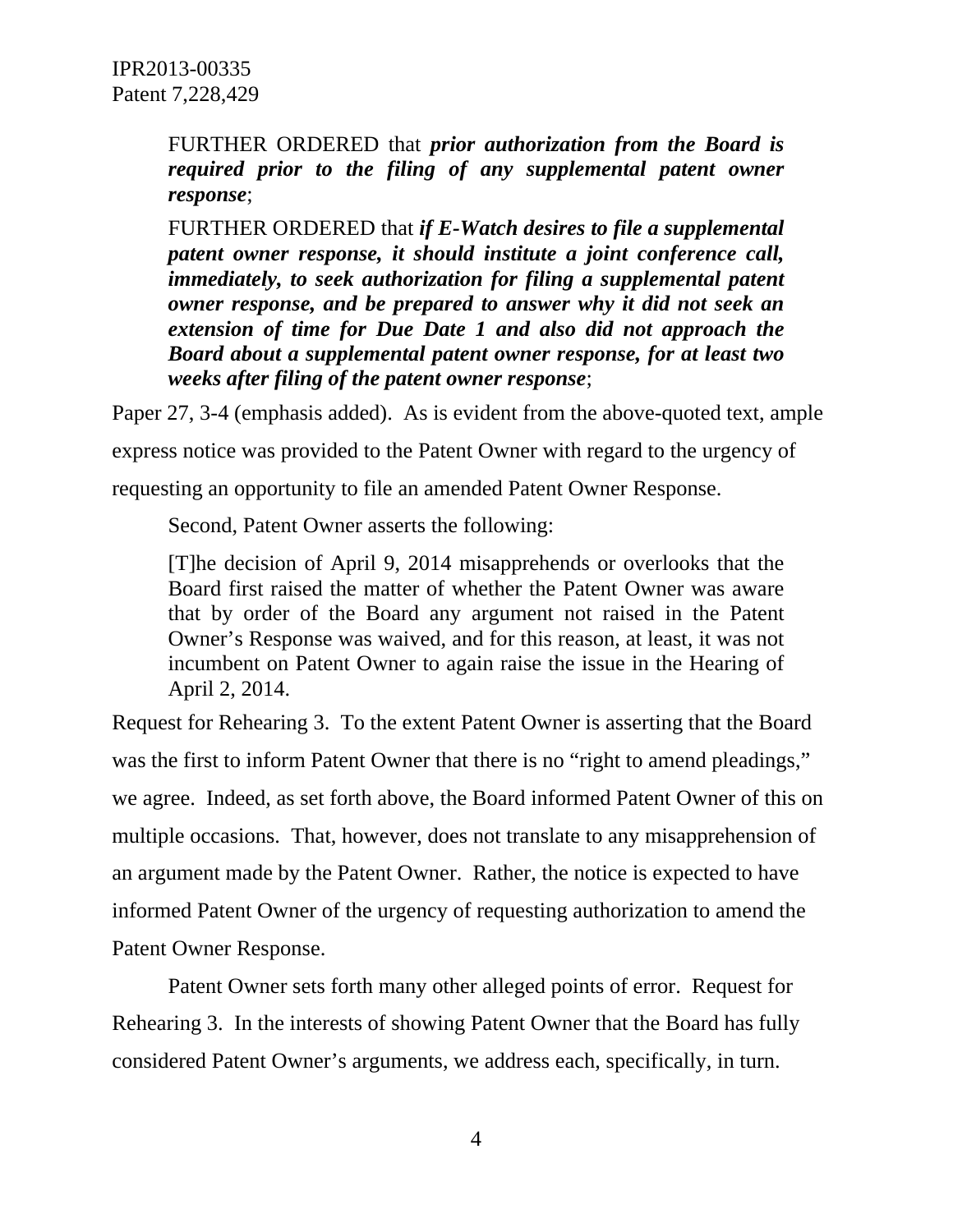> FURTHER ORDERED that ***prior authorization from the Board is required prior to the filing of any supplemental patent owner response***;
>
> FURTHER ORDERED that ***if E-Watch desires to file a supplemental patent owner response, it should institute a joint conference call, immediately, to seek authorization for filing a supplemental patent owner response, and be prepared to answer why it did not seek an extension of time for Due Date 1 and also did not approach the Board about a supplemental patent owner response, for at least two weeks after filing of the patent owner response***;

Paper 27, 3-4 (emphasis added). As is evident from the above-quoted text, ample express notice was provided to the Patent Owner with regard to the urgency of requesting an opportunity to file an amended Patent Owner Response.

Second, Patent Owner asserts the following:

> [T]he decision of April 9, 2014 misapprehends or overlooks that the Board first raised the matter of whether the Patent Owner was aware that by order of the Board any argument not raised in the Patent Owner's Response was waived, and for this reason, at least, it was not incumbent on Patent Owner to again raise the issue in the Hearing of April 2, 2014.

Request for Rehearing 3. To the extent Patent Owner is asserting that the Board was the first to inform Patent Owner that there is no "right to amend pleadings," we agree. Indeed, as set forth above, the Board informed Patent Owner of this on multiple occasions. That, however, does not translate to any misapprehension of an argument made by the Patent Owner. Rather, the notice is expected to have informed Patent Owner of the urgency of requesting authorization to amend the Patent Owner Response.

Patent Owner sets forth many other alleged points of error. Request for Rehearing 3. In the interests of showing Patent Owner that the Board has fully considered Patent Owner's arguments, we address each, specifically, in turn.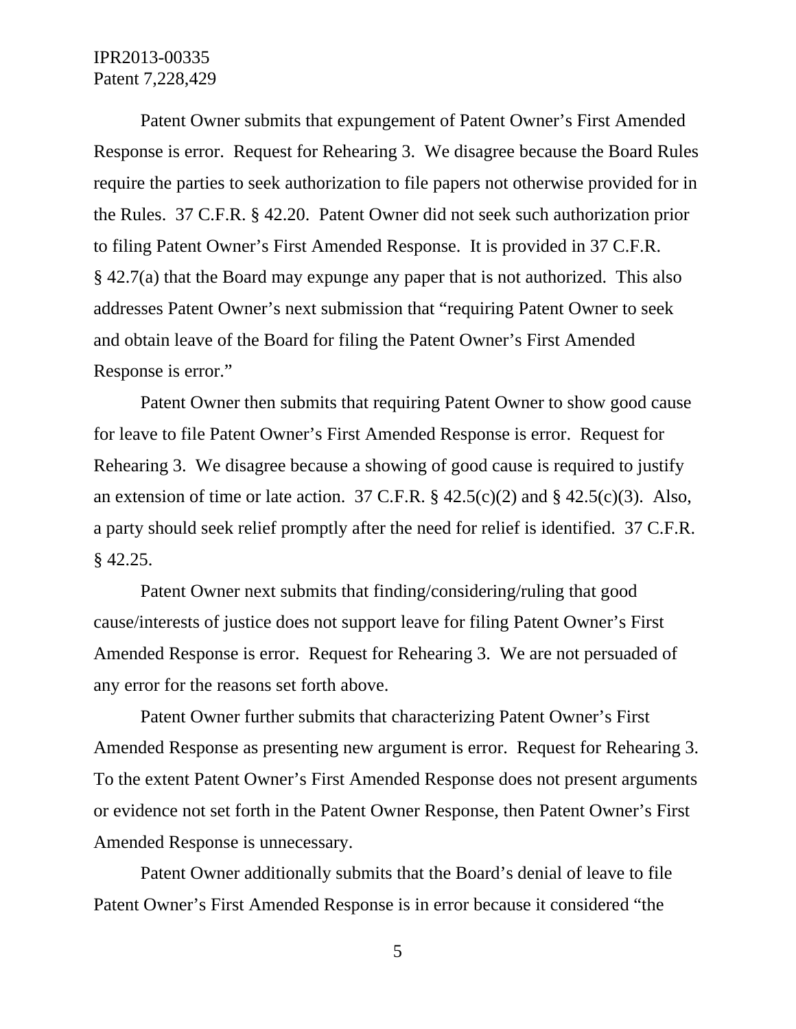Patent Owner submits that expungement of Patent Owner's First Amended Response is error. Request for Rehearing 3. We disagree because the Board Rules require the parties to seek authorization to file papers not otherwise provided for in the Rules. 37 C.F.R. § 42.20. Patent Owner did not seek such authorization prior to filing Patent Owner's First Amended Response. It is provided in 37 C.F.R. § 42.7(a) that the Board may expunge any paper that is not authorized. This also addresses Patent Owner's next submission that "requiring Patent Owner to seek and obtain leave of the Board for filing the Patent Owner's First Amended Response is error."

Patent Owner then submits that requiring Patent Owner to show good cause for leave to file Patent Owner's First Amended Response is error. Request for Rehearing 3. We disagree because a showing of good cause is required to justify an extension of time or late action. 37 C.F.R. § 42.5(c)(2) and § 42.5(c)(3). Also, a party should seek relief promptly after the need for relief is identified. 37 C.F.R. § 42.25.

Patent Owner next submits that finding/considering/ruling that good cause/interests of justice does not support leave for filing Patent Owner's First Amended Response is error. Request for Rehearing 3. We are not persuaded of any error for the reasons set forth above.

Patent Owner further submits that characterizing Patent Owner's First Amended Response as presenting new argument is error. Request for Rehearing 3. To the extent Patent Owner's First Amended Response does not present arguments or evidence not set forth in the Patent Owner Response, then Patent Owner's First Amended Response is unnecessary.

Patent Owner additionally submits that the Board's denial of leave to file Patent Owner's First Amended Response is in error because it considered "the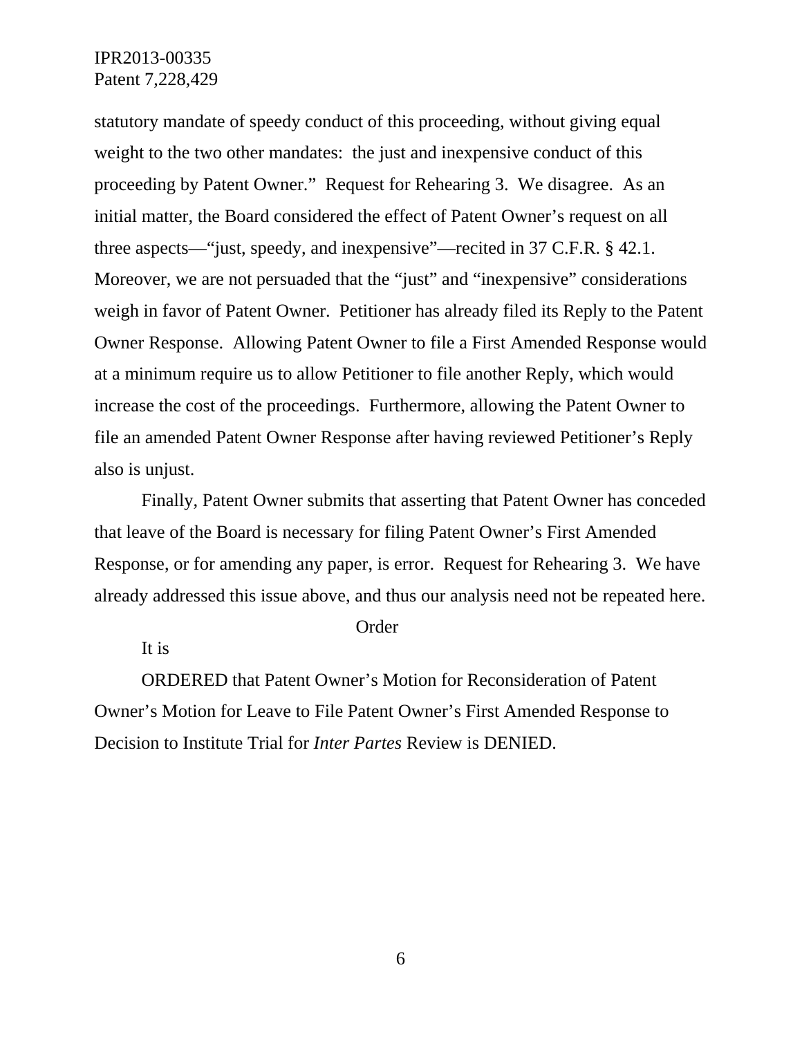statutory mandate of speedy conduct of this proceeding, without giving equal weight to the two other mandates: the just and inexpensive conduct of this proceeding by Patent Owner." Request for Rehearing 3. We disagree. As an initial matter, the Board considered the effect of Patent Owner's request on all three aspects—"just, speedy, and inexpensive"—recited in 37 C.F.R. § 42.1. Moreover, we are not persuaded that the "just" and "inexpensive" considerations weigh in favor of Patent Owner. Petitioner has already filed its Reply to the Patent Owner Response. Allowing Patent Owner to file a First Amended Response would at a minimum require us to allow Petitioner to file another Reply, which would increase the cost of the proceedings. Furthermore, allowing the Patent Owner to file an amended Patent Owner Response after having reviewed Petitioner's Reply also is unjust.

Finally, Patent Owner submits that asserting that Patent Owner has conceded that leave of the Board is necessary for filing Patent Owner's First Amended Response, or for amending any paper, is error. Request for Rehearing 3. We have already addressed this issue above, and thus our analysis need not be repeated here.

## Order

It is

ORDERED that Patent Owner's Motion for Reconsideration of Patent Owner's Motion for Leave to File Patent Owner's First Amended Response to Decision to Institute Trial for *Inter Partes* Review is DENIED.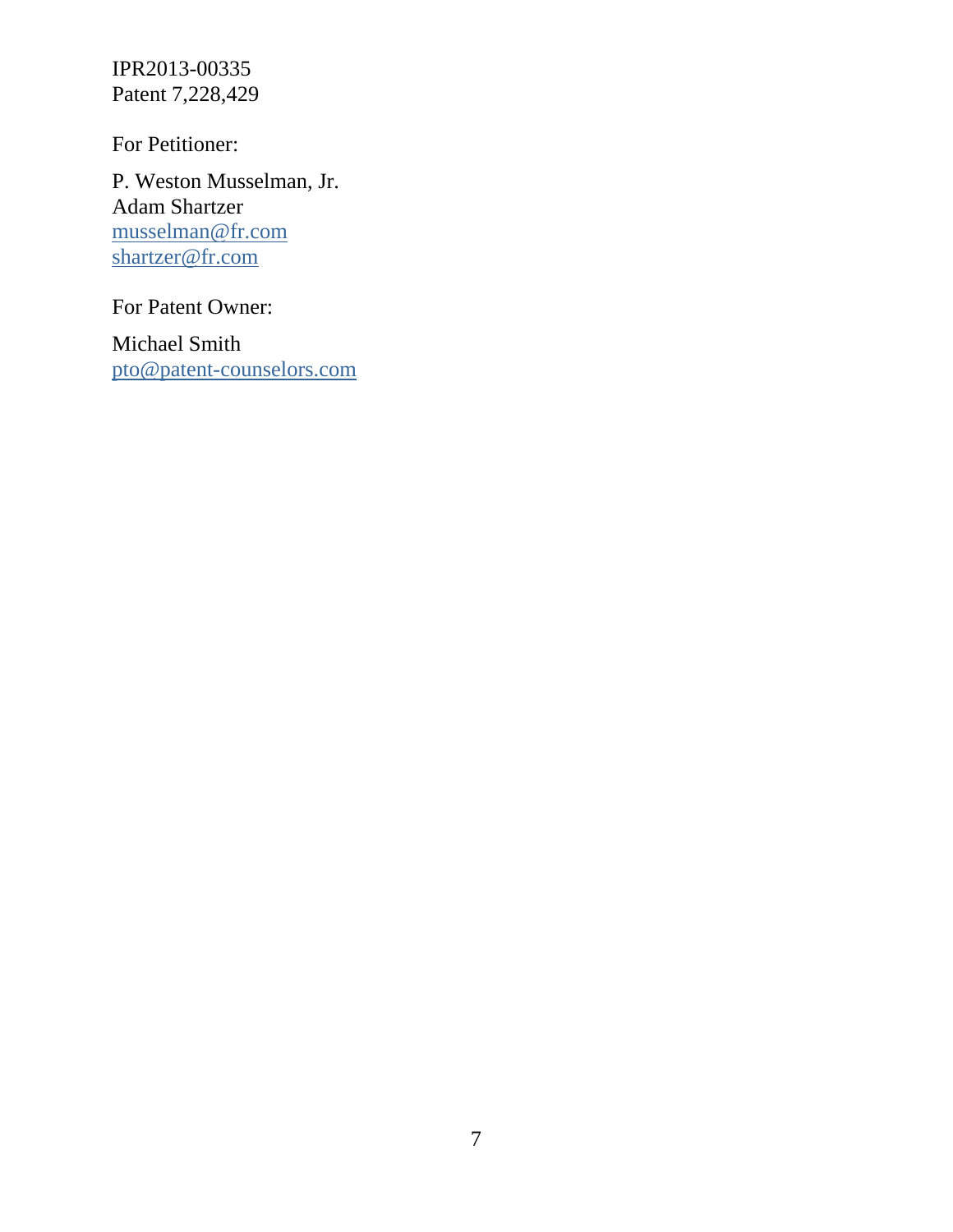IPR2013-00335
Patent 7,228,429

For Petitioner:

P. Weston Musselman, Jr.
Adam Shartzer
musselman@fr.com
shartzer@fr.com

For Patent Owner:

Michael Smith
pto@patent-counselors.com